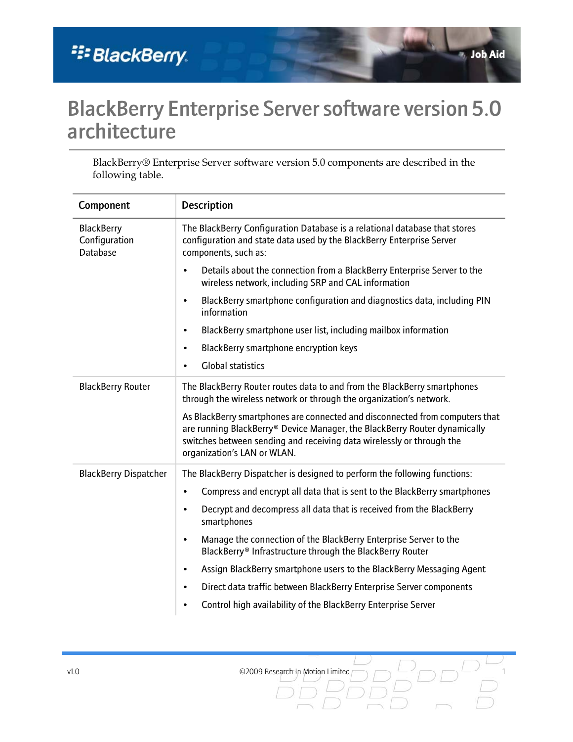Job Aid

# BlackBerry Enterprise Server software version 5.0 architecture

BlackBerry® Enterprise Server software version 5.0 components are described in the following table.

| Component | Description |
| --- | --- |
| BlackBerry Configuration Database | The BlackBerry Configuration Database is a relational database that stores configuration and state data used by the BlackBerry Enterprise Server components, such as:<br>• Details about the connection from a BlackBerry Enterprise Server to the wireless network, including SRP and CAL information<br>• BlackBerry smartphone configuration and diagnostics data, including PIN information<br>• BlackBerry smartphone user list, including mailbox information<br>• BlackBerry smartphone encryption keys<br>• Global statistics |
| BlackBerry Router | The BlackBerry Router routes data to and from the BlackBerry smartphones through the wireless network or through the organization's network.<br>As BlackBerry smartphones are connected and disconnected from computers that are running BlackBerry® Device Manager, the BlackBerry Router dynamically switches between sending and receiving data wirelessly or through the organization's LAN or WLAN. |
| BlackBerry Dispatcher | The BlackBerry Dispatcher is designed to perform the following functions:<br>• Compress and encrypt all data that is sent to the BlackBerry smartphones<br>• Decrypt and decompress all data that is received from the BlackBerry smartphones<br>• Manage the connection of the BlackBerry Enterprise Server to the BlackBerry® Infrastructure through the BlackBerry Router<br>• Assign BlackBerry smartphone users to the BlackBerry Messaging Agent<br>• Direct data traffic between BlackBerry Enterprise Server components<br>• Control high availability of the BlackBerry Enterprise Server |

v1.0 ©2009 Research In Motion Limited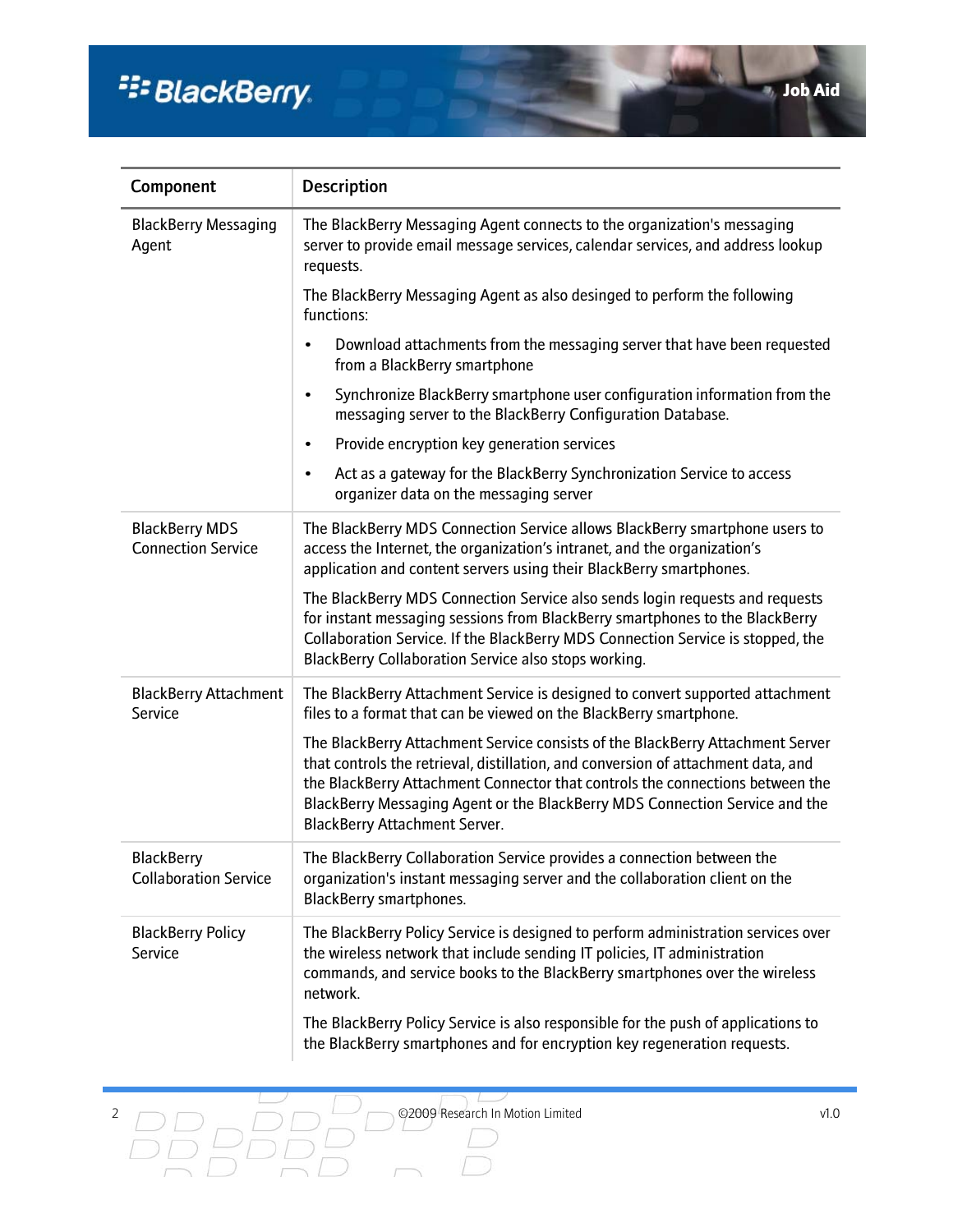| Component | Description |
| --- | --- |
| BlackBerry Messaging Agent | The BlackBerry Messaging Agent connects to the organization's messaging server to provide email message services, calendar services, and address lookup requests.<br><br>The BlackBerry Messaging Agent as also desinged to perform the following functions:<br><br>• Download attachments from the messaging server that have been requested from a BlackBerry smartphone<br>• Synchronize BlackBerry smartphone user configuration information from the messaging server to the BlackBerry Configuration Database.<br>• Provide encryption key generation services<br>• Act as a gateway for the BlackBerry Synchronization Service to access organizer data on the messaging server |
| BlackBerry MDS Connection Service | The BlackBerry MDS Connection Service allows BlackBerry smartphone users to access the Internet, the organization's intranet, and the organization's application and content servers using their BlackBerry smartphones.<br><br>The BlackBerry MDS Connection Service also sends login requests and requests for instant messaging sessions from BlackBerry smartphones to the BlackBerry Collaboration Service. If the BlackBerry MDS Connection Service is stopped, the BlackBerry Collaboration Service also stops working. |
| BlackBerry Attachment Service | The BlackBerry Attachment Service is designed to convert supported attachment files to a format that can be viewed on the BlackBerry smartphone.<br><br>The BlackBerry Attachment Service consists of the BlackBerry Attachment Server that controls the retrieval, distillation, and conversion of attachment data, and the BlackBerry Attachment Connector that controls the connections between the BlackBerry Messaging Agent or the BlackBerry MDS Connection Service and the BlackBerry Attachment Server. |
| BlackBerry Collaboration Service | The BlackBerry Collaboration Service provides a connection between the organization's instant messaging server and the collaboration client on the BlackBerry smartphones. |
| BlackBerry Policy Service | The BlackBerry Policy Service is designed to perform administration services over the wireless network that include sending IT policies, IT administration commands, and service books to the BlackBerry smartphones over the wireless network.<br><br>The BlackBerry Policy Service is also responsible for the push of applications to the BlackBerry smartphones and for encryption key regeneration requests. |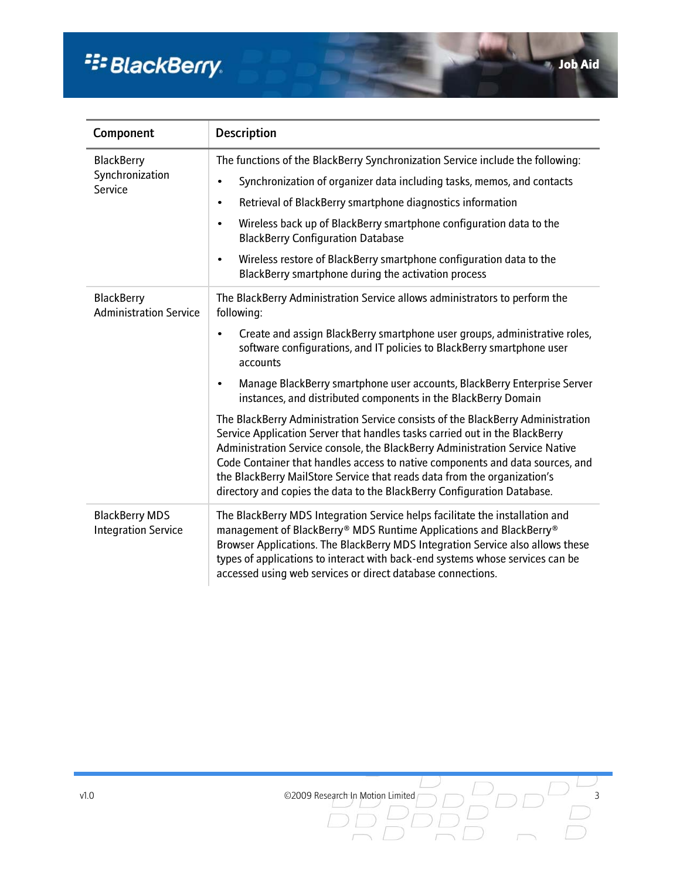| Component | Description |
|---|---|
| BlackBerry Synchronization Service | The functions of the BlackBerry Synchronization Service include the following:<br>• Synchronization of organizer data including tasks, memos, and contacts<br>• Retrieval of BlackBerry smartphone diagnostics information<br>• Wireless back up of BlackBerry smartphone configuration data to the BlackBerry Configuration Database<br>• Wireless restore of BlackBerry smartphone configuration data to the BlackBerry smartphone during the activation process |
| BlackBerry Administration Service | The BlackBerry Administration Service allows administrators to perform the following:<br>• Create and assign BlackBerry smartphone user groups, administrative roles, software configurations, and IT policies to BlackBerry smartphone user accounts<br>• Manage BlackBerry smartphone user accounts, BlackBerry Enterprise Server instances, and distributed components in the BlackBerry Domain<br>The BlackBerry Administration Service consists of the BlackBerry Administration Service Application Server that handles tasks carried out in the BlackBerry Administration Service console, the BlackBerry Administration Service Native Code Container that handles access to native components and data sources, and the BlackBerry MailStore Service that reads data from the organization's directory and copies the data to the BlackBerry Configuration Database. |
| BlackBerry MDS Integration Service | The BlackBerry MDS Integration Service helps facilitate the installation and management of BlackBerry® MDS Runtime Applications and BlackBerry® Browser Applications. The BlackBerry MDS Integration Service also allows these types of applications to interact with back-end systems whose services can be accessed using web services or direct database connections. |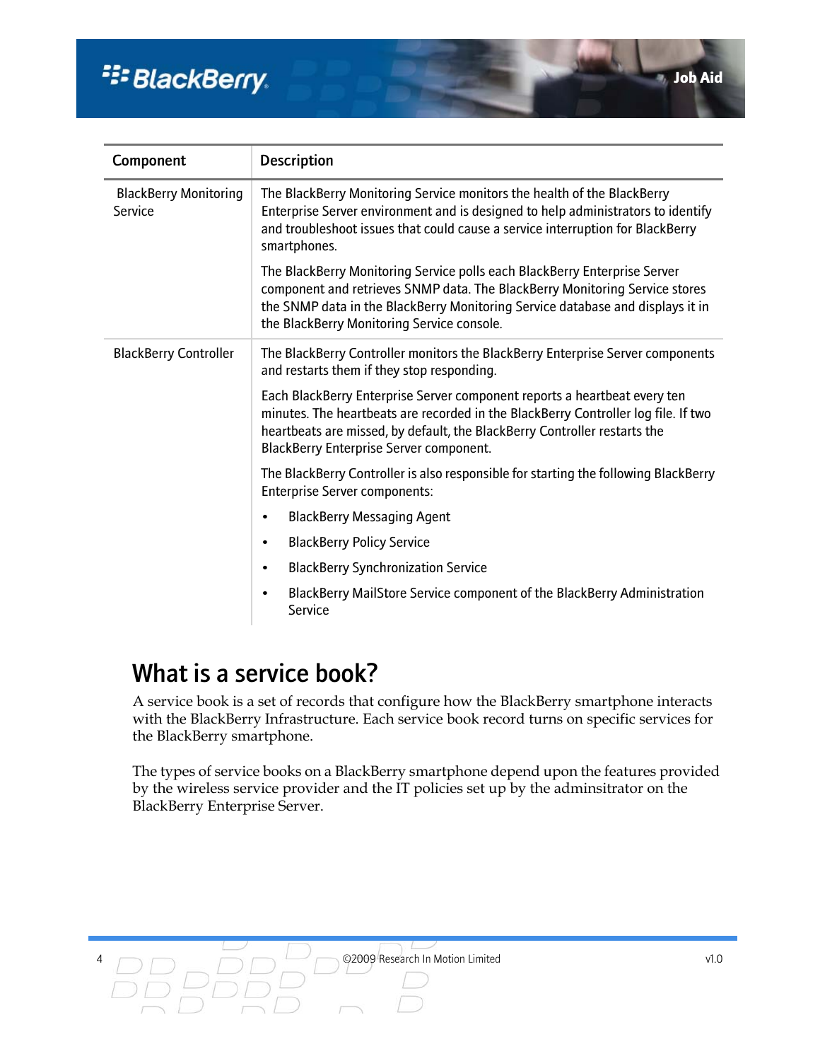| Component | Description |
|---|---|
| BlackBerry Monitoring Service | The BlackBerry Monitoring Service monitors the health of the BlackBerry Enterprise Server environment and is designed to help administrators to identify and troubleshoot issues that could cause a service interruption for BlackBerry smartphones.<br><br>The BlackBerry Monitoring Service polls each BlackBerry Enterprise Server component and retrieves SNMP data. The BlackBerry Monitoring Service stores the SNMP data in the BlackBerry Monitoring Service database and displays it in the BlackBerry Monitoring Service console. |
| BlackBerry Controller | The BlackBerry Controller monitors the BlackBerry Enterprise Server components and restarts them if they stop responding.<br><br>Each BlackBerry Enterprise Server component reports a heartbeat every ten minutes. The heartbeats are recorded in the BlackBerry Controller log file. If two heartbeats are missed, by default, the BlackBerry Controller restarts the BlackBerry Enterprise Server component.<br><br>The BlackBerry Controller is also responsible for starting the following BlackBerry Enterprise Server components:<br>• BlackBerry Messaging Agent<br>• BlackBerry Policy Service<br>• BlackBerry Synchronization Service<br>• BlackBerry MailStore Service component of the BlackBerry Administration Service |

# What is a service book?

A service book is a set of records that configure how the BlackBerry smartphone interacts with the BlackBerry Infrastructure. Each service book record turns on specific services for the BlackBerry smartphone.

The types of service books on a BlackBerry smartphone depend upon the features provided by the wireless service provider and the IT policies set up by the adminsitrator on the BlackBerry Enterprise Server.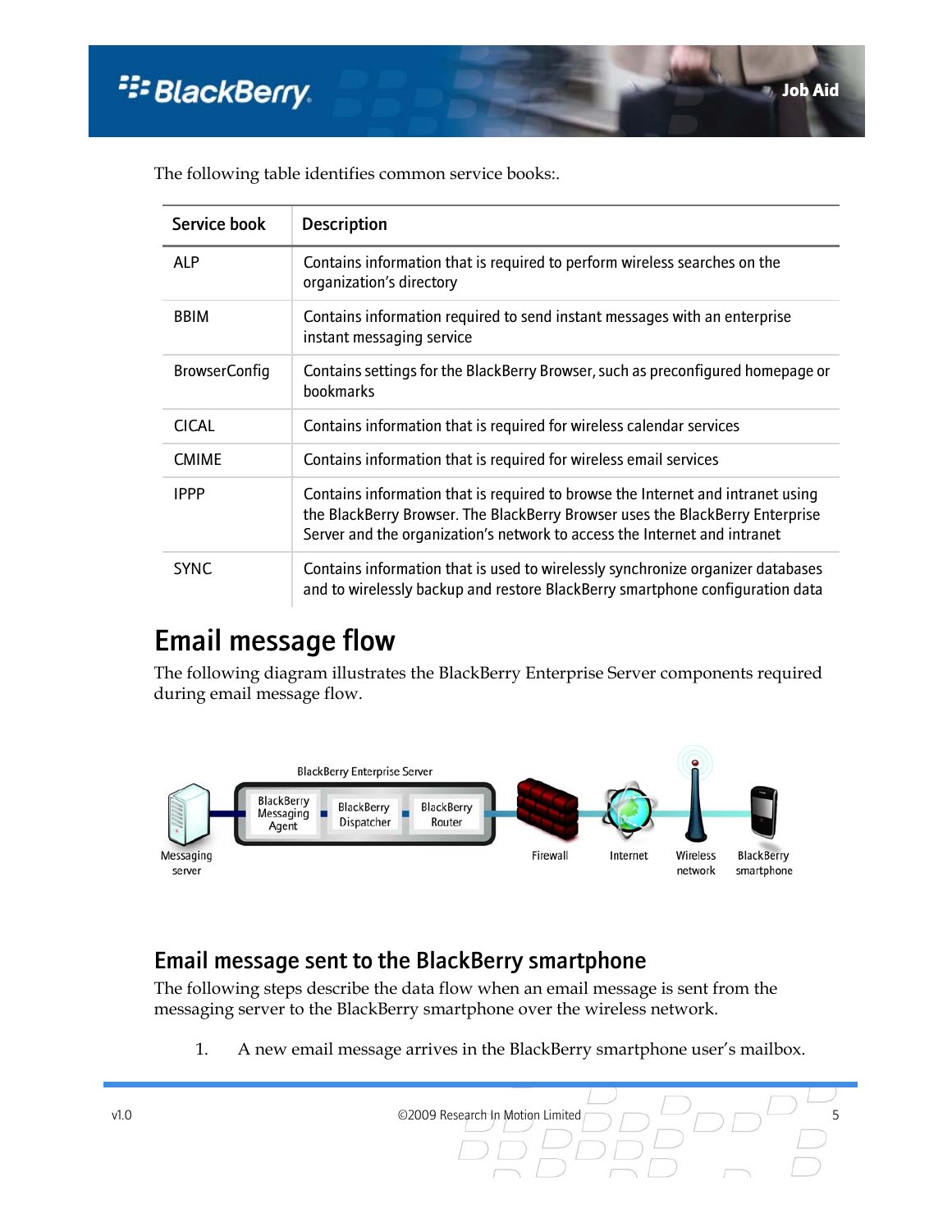The following table identifies common service books:.

| Service book | Description |
| --- | --- |
| ALP | Contains information that is required to perform wireless searches on the organization's directory |
| BBIM | Contains information required to send instant messages with an enterprise instant messaging service |
| BrowserConfig | Contains settings for the BlackBerry Browser, such as preconfigured homepage or bookmarks |
| CICAL | Contains information that is required for wireless calendar services |
| CMIME | Contains information that is required for wireless email services |
| IPPP | Contains information that is required to browse the Internet and intranet using the BlackBerry Browser. The BlackBerry Browser uses the BlackBerry Enterprise Server and the organization's network to access the Internet and intranet |
| SYNC | Contains information that is used to wirelessly synchronize organizer databases and to wirelessly backup and restore BlackBerry smartphone configuration data |

# Email message flow

The following diagram illustrates the BlackBerry Enterprise Server components required during email message flow.

BlackBerry Enterprise Server

Messaging server | BlackBerry Messaging Agent | BlackBerry Dispatcher | BlackBerry Router | Firewall | Internet | Wireless network | BlackBerry smartphone

## Email message sent to the BlackBerry smartphone

The following steps describe the data flow when an email message is sent from the messaging server to the BlackBerry smartphone over the wireless network.

1. A new email message arrives in the BlackBerry smartphone user's mailbox.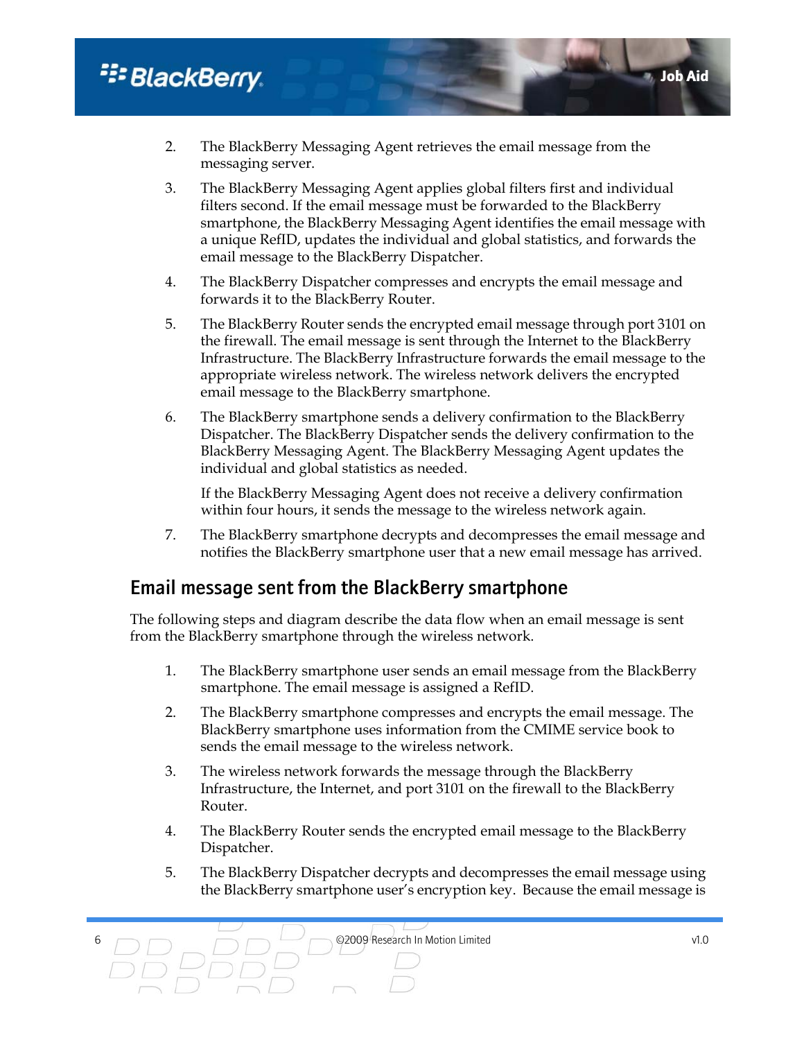2. The BlackBerry Messaging Agent retrieves the email message from the messaging server.

3. The BlackBerry Messaging Agent applies global filters first and individual filters second. If the email message must be forwarded to the BlackBerry smartphone, the BlackBerry Messaging Agent identifies the email message with a unique RefID, updates the individual and global statistics, and forwards the email message to the BlackBerry Dispatcher.

4. The BlackBerry Dispatcher compresses and encrypts the email message and forwards it to the BlackBerry Router.

5. The BlackBerry Router sends the encrypted email message through port 3101 on the firewall. The email message is sent through the Internet to the BlackBerry Infrastructure. The BlackBerry Infrastructure forwards the email message to the appropriate wireless network. The wireless network delivers the encrypted email message to the BlackBerry smartphone.

6. The BlackBerry smartphone sends a delivery confirmation to the BlackBerry Dispatcher. The BlackBerry Dispatcher sends the delivery confirmation to the BlackBerry Messaging Agent. The BlackBerry Messaging Agent updates the individual and global statistics as needed.

   If the BlackBerry Messaging Agent does not receive a delivery confirmation within four hours, it sends the message to the wireless network again.

7. The BlackBerry smartphone decrypts and decompresses the email message and notifies the BlackBerry smartphone user that a new email message has arrived.

## Email message sent from the BlackBerry smartphone

The following steps and diagram describe the data flow when an email message is sent from the BlackBerry smartphone through the wireless network.

1. The BlackBerry smartphone user sends an email message from the BlackBerry smartphone. The email message is assigned a RefID.

2. The BlackBerry smartphone compresses and encrypts the email message. The BlackBerry smartphone uses information from the CMIME service book to sends the email message to the wireless network.

3. The wireless network forwards the message through the BlackBerry Infrastructure, the Internet, and port 3101 on the firewall to the BlackBerry Router.

4. The BlackBerry Router sends the encrypted email message to the BlackBerry Dispatcher.

5. The BlackBerry Dispatcher decrypts and decompresses the email message using the BlackBerry smartphone user's encryption key. Because the email message is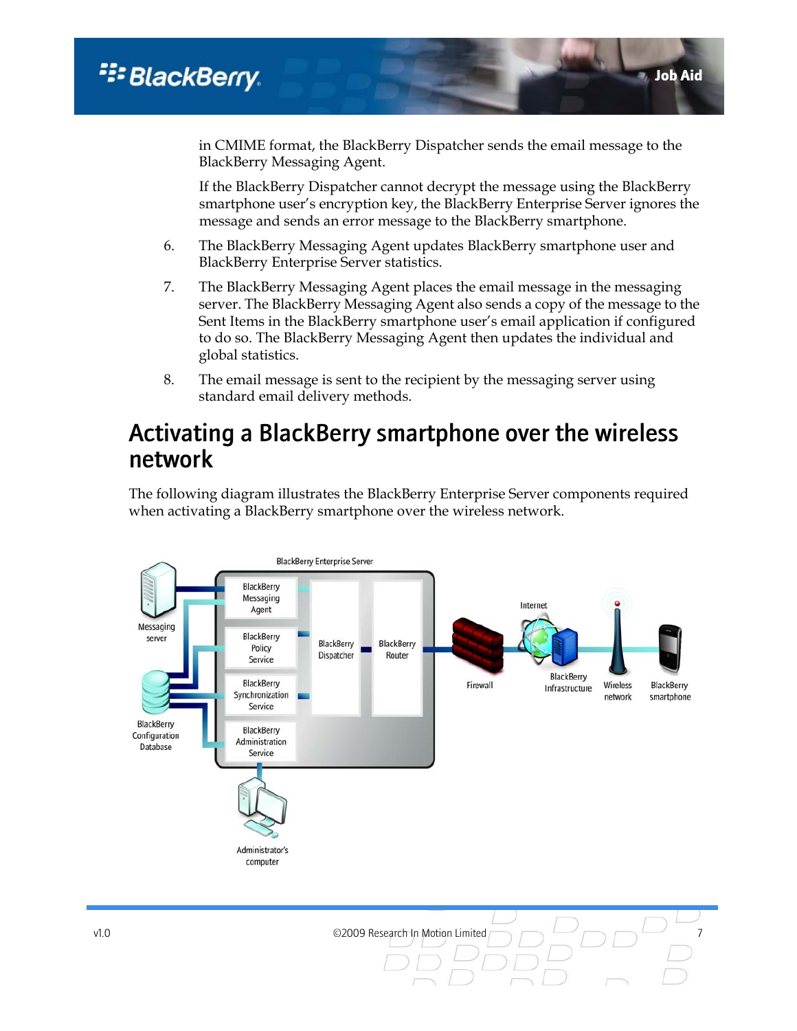in CMIME format, the BlackBerry Dispatcher sends the email message to the BlackBerry Messaging Agent.

If the BlackBerry Dispatcher cannot decrypt the message using the BlackBerry smartphone user's encryption key, the BlackBerry Enterprise Server ignores the message and sends an error message to the BlackBerry smartphone.

6. The BlackBerry Messaging Agent updates BlackBerry smartphone user and BlackBerry Enterprise Server statistics.
7. The BlackBerry Messaging Agent places the email message in the messaging server. The BlackBerry Messaging Agent also sends a copy of the message to the Sent Items in the BlackBerry smartphone user's email application if configured to do so. The BlackBerry Messaging Agent then updates the individual and global statistics.
8. The email message is sent to the recipient by the messaging server using standard email delivery methods.

## Activating a BlackBerry smartphone over the wireless network

The following diagram illustrates the BlackBerry Enterprise Server components required when activating a BlackBerry smartphone over the wireless network.

BlackBerry Enterprise Server

Messaging server | BlackBerry Messaging Agent | BlackBerry Policy Service | BlackBerry Synchronization Service | BlackBerry Administration Service | BlackBerry Dispatcher | BlackBerry Router | Firewall | Internet | BlackBerry Infrastructure | Wireless network | BlackBerry smartphone | BlackBerry Configuration Database | Administrator's computer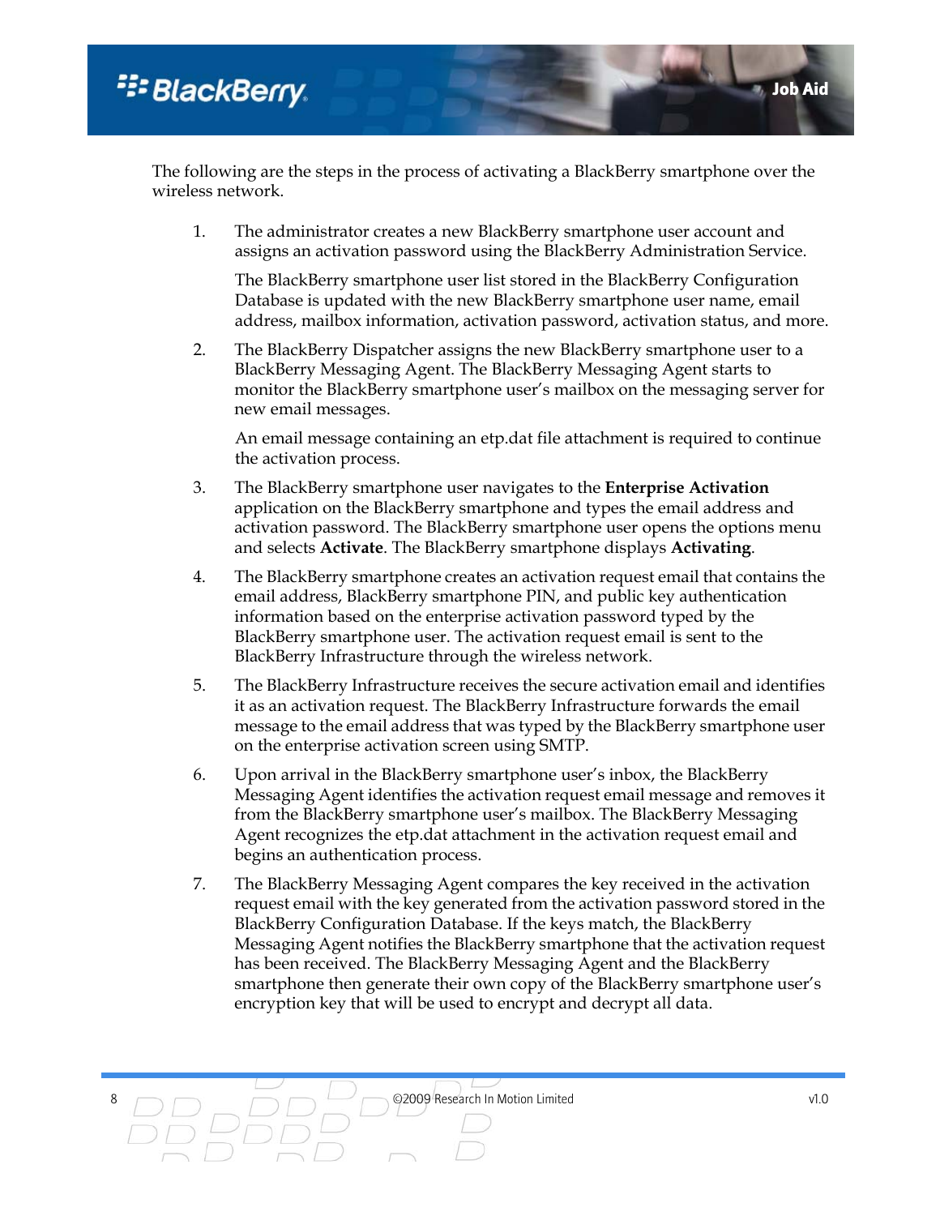The following are the steps in the process of activating a BlackBerry smartphone over the wireless network.

1. The administrator creates a new BlackBerry smartphone user account and assigns an activation password using the BlackBerry Administration Service.

   The BlackBerry smartphone user list stored in the BlackBerry Configuration Database is updated with the new BlackBerry smartphone user name, email address, mailbox information, activation password, activation status, and more.

2. The BlackBerry Dispatcher assigns the new BlackBerry smartphone user to a BlackBerry Messaging Agent. The BlackBerry Messaging Agent starts to monitor the BlackBerry smartphone user's mailbox on the messaging server for new email messages.

   An email message containing an etp.dat file attachment is required to continue the activation process.

3. The BlackBerry smartphone user navigates to the **Enterprise Activation** application on the BlackBerry smartphone and types the email address and activation password. The BlackBerry smartphone user opens the options menu and selects **Activate**. The BlackBerry smartphone displays **Activating**.

4. The BlackBerry smartphone creates an activation request email that contains the email address, BlackBerry smartphone PIN, and public key authentication information based on the enterprise activation password typed by the BlackBerry smartphone user. The activation request email is sent to the BlackBerry Infrastructure through the wireless network.

5. The BlackBerry Infrastructure receives the secure activation email and identifies it as an activation request. The BlackBerry Infrastructure forwards the email message to the email address that was typed by the BlackBerry smartphone user on the enterprise activation screen using SMTP.

6. Upon arrival in the BlackBerry smartphone user's inbox, the BlackBerry Messaging Agent identifies the activation request email message and removes it from the BlackBerry smartphone user's mailbox. The BlackBerry Messaging Agent recognizes the etp.dat attachment in the activation request email and begins an authentication process.

7. The BlackBerry Messaging Agent compares the key received in the activation request email with the key generated from the activation password stored in the BlackBerry Configuration Database. If the keys match, the BlackBerry Messaging Agent notifies the BlackBerry smartphone that the activation request has been received. The BlackBerry Messaging Agent and the BlackBerry smartphone then generate their own copy of the BlackBerry smartphone user's encryption key that will be used to encrypt and decrypt all data.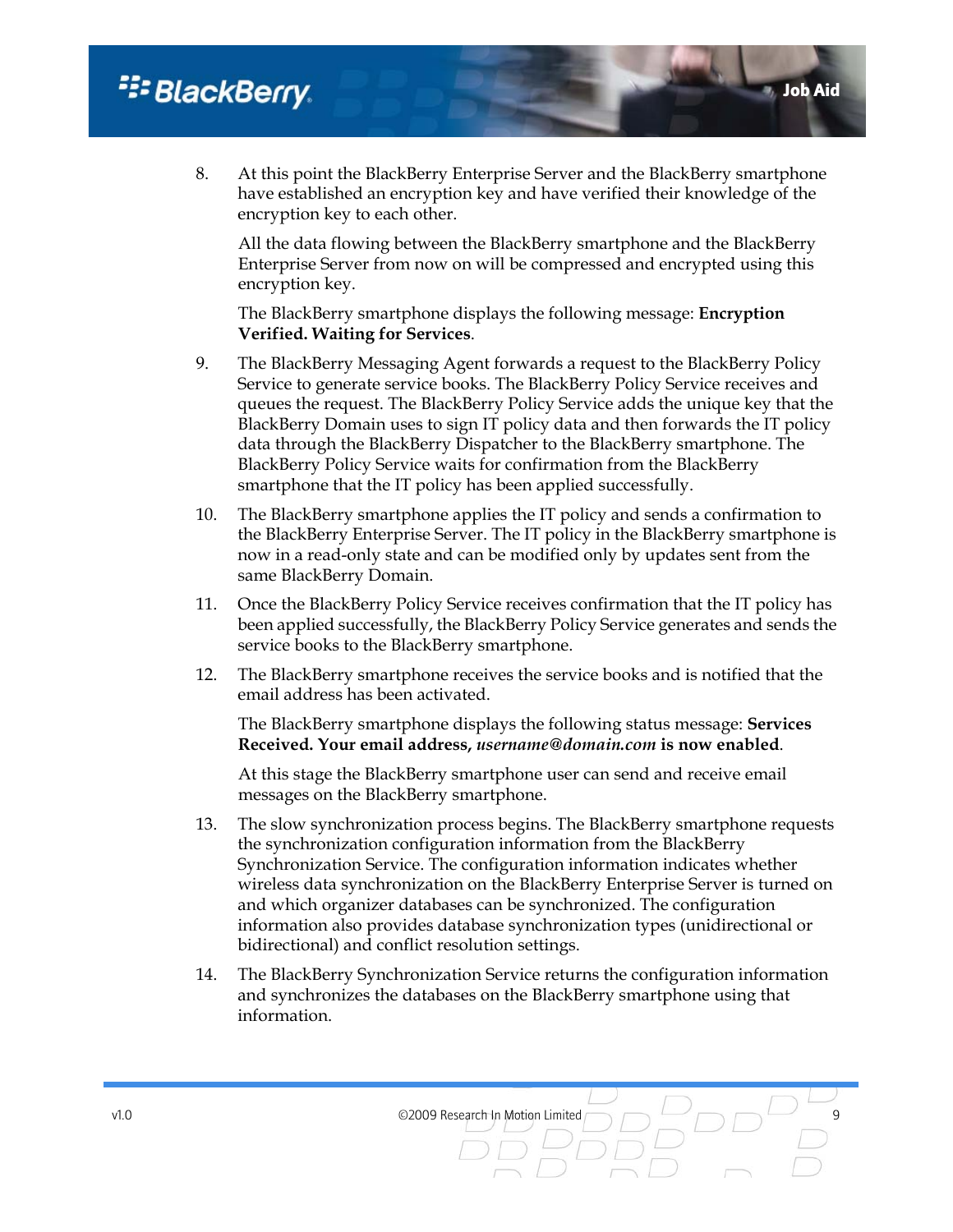8. At this point the BlackBerry Enterprise Server and the BlackBerry smartphone have established an encryption key and have verified their knowledge of the encryption key to each other.

   All the data flowing between the BlackBerry smartphone and the BlackBerry Enterprise Server from now on will be compressed and encrypted using this encryption key.

   The BlackBerry smartphone displays the following message: **Encryption Verified. Waiting for Services**.

9. The BlackBerry Messaging Agent forwards a request to the BlackBerry Policy Service to generate service books. The BlackBerry Policy Service receives and queues the request. The BlackBerry Policy Service adds the unique key that the BlackBerry Domain uses to sign IT policy data and then forwards the IT policy data through the BlackBerry Dispatcher to the BlackBerry smartphone. The BlackBerry Policy Service waits for confirmation from the BlackBerry smartphone that the IT policy has been applied successfully.

10. The BlackBerry smartphone applies the IT policy and sends a confirmation to the BlackBerry Enterprise Server. The IT policy in the BlackBerry smartphone is now in a read-only state and can be modified only by updates sent from the same BlackBerry Domain.

11. Once the BlackBerry Policy Service receives confirmation that the IT policy has been applied successfully, the BlackBerry Policy Service generates and sends the service books to the BlackBerry smartphone.

12. The BlackBerry smartphone receives the service books and is notified that the email address has been activated.

    The BlackBerry smartphone displays the following status message: **Services Received. Your email address, *username@domain.com* is now enabled**.

    At this stage the BlackBerry smartphone user can send and receive email messages on the BlackBerry smartphone.

13. The slow synchronization process begins. The BlackBerry smartphone requests the synchronization configuration information from the BlackBerry Synchronization Service. The configuration information indicates whether wireless data synchronization on the BlackBerry Enterprise Server is turned on and which organizer databases can be synchronized. The configuration information also provides database synchronization types (unidirectional or bidirectional) and conflict resolution settings.

14. The BlackBerry Synchronization Service returns the configuration information and synchronizes the databases on the BlackBerry smartphone using that information.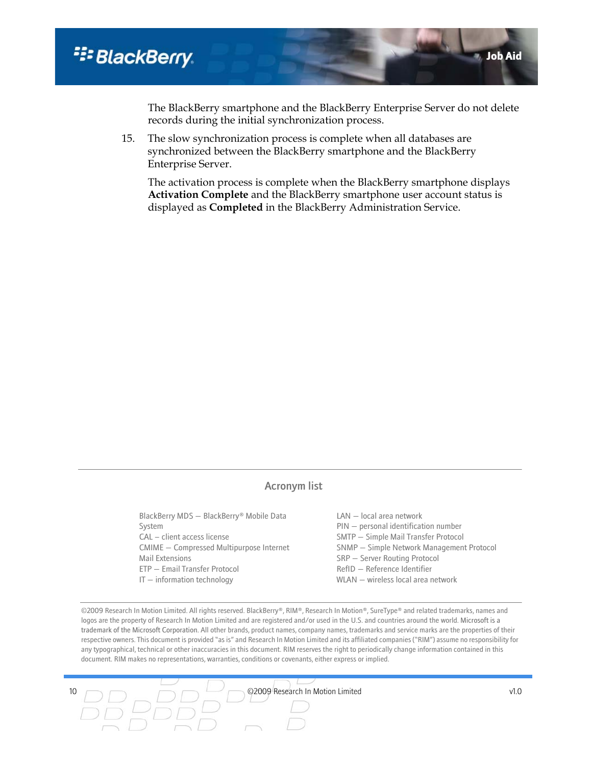The BlackBerry smartphone and the BlackBerry Enterprise Server do not delete records during the initial synchronization process.

15. The slow synchronization process is complete when all databases are synchronized between the BlackBerry smartphone and the BlackBerry Enterprise Server.

    The activation process is complete when the BlackBerry smartphone displays **Activation Complete** and the BlackBerry smartphone user account status is displayed as **Completed** in the BlackBerry Administration Service.

## Acronym list

BlackBerry MDS – BlackBerry® Mobile Data System
CAL – client access license
CMIME – Compressed Multipurpose Internet Mail Extensions
ETP – Email Transfer Protocol
IT – information technology
LAN – local area network
PIN – personal identification number
SMTP – Simple Mail Transfer Protocol
SNMP – Simple Network Management Protocol
SRP – Server Routing Protocol
RefID – Reference Identifier
WLAN – wireless local area network

©2009 Research In Motion Limited. All rights reserved. BlackBerry®, RIM®, Research In Motion®, SureType® and related trademarks, names and logos are the property of Research In Motion Limited and are registered and/or used in the U.S. and countries around the world. Microsoft is a trademark of the Microsoft Corporation. All other brands, product names, company names, trademarks and service marks are the properties of their respective owners. This document is provided "as is" and Research In Motion Limited and its affiliated companies ("RIM") assume no responsibility for any typographical, technical or other inaccuracies in this document. RIM reserves the right to periodically change information contained in this document. RIM makes no representations, warranties, conditions or covenants, either express or implied.